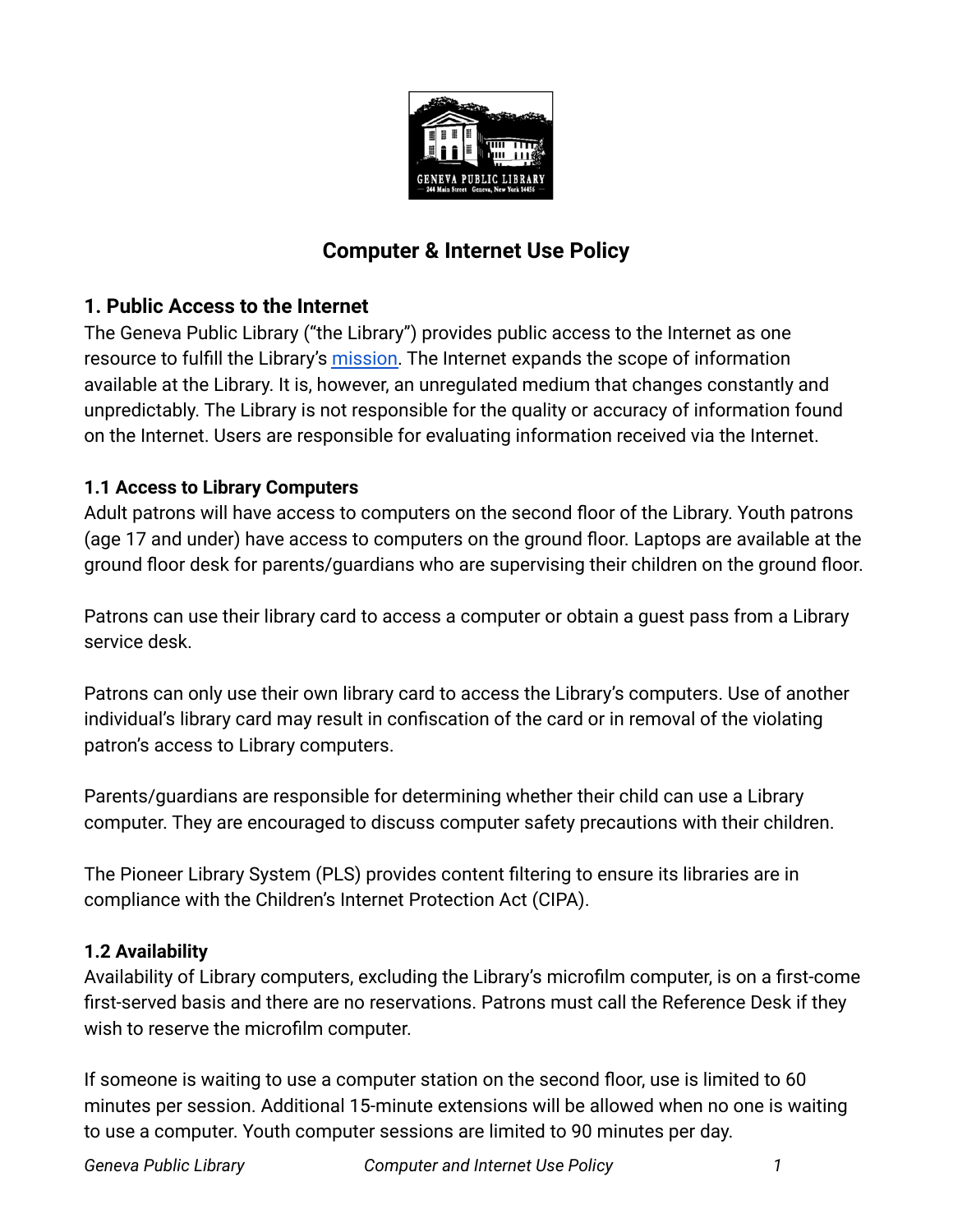# Computer & Internet Use Policy

## 1. Public Access to the Internet

The Geneva Public Library ("the Library") provides public access to the Internet as one resource to fulfill the Library's mission. The Internet expands the scope of information available at the Library. It is, however, an unregulated medium that changes constantly and unpredictably. The Library is not responsible for the quality or accuracy of information found on the Internet. Users are responsible for evaluating information received via the Internet.

### 1.1 Access to Library Computers

Adult patrons will have access to computers on the second floor of the Library. Youth patrons (age 17 and under) have access to computers on the ground floor. Laptops are available at the ground floor desk for parents/guardians who are supervising their children on the ground floor.

Patrons can use their library card to access a computer or obtain a guest pass from a Library service desk.

Patrons can only use their own library card to access the Library's computers. Use of another individual's library card may result in confiscation of the card or in removal of the violating patron's access to Library computers.

Parents/guardians are responsible for determining whether their child can use a Library computer. They are encouraged to discuss computer safety precautions with their children.

The Pioneer Library System (PLS) provides content filtering to ensure its libraries are in compliance with the Children's Internet Protection Act (CIPA).

### 1.2 Availability

Availability of Library computers, excluding the Library's microfilm computer, is on a first-come first-served basis and there are no reservations. Patrons must call the Reference Desk if they wish to reserve the microfilm computer.

If someone is waiting to use a computer station on the second floor, use is limited to 60 minutes per session. Additional 15-minute extensions will be allowed when no one is waiting to use a computer. Youth computer sessions are limited to 90 minutes per day.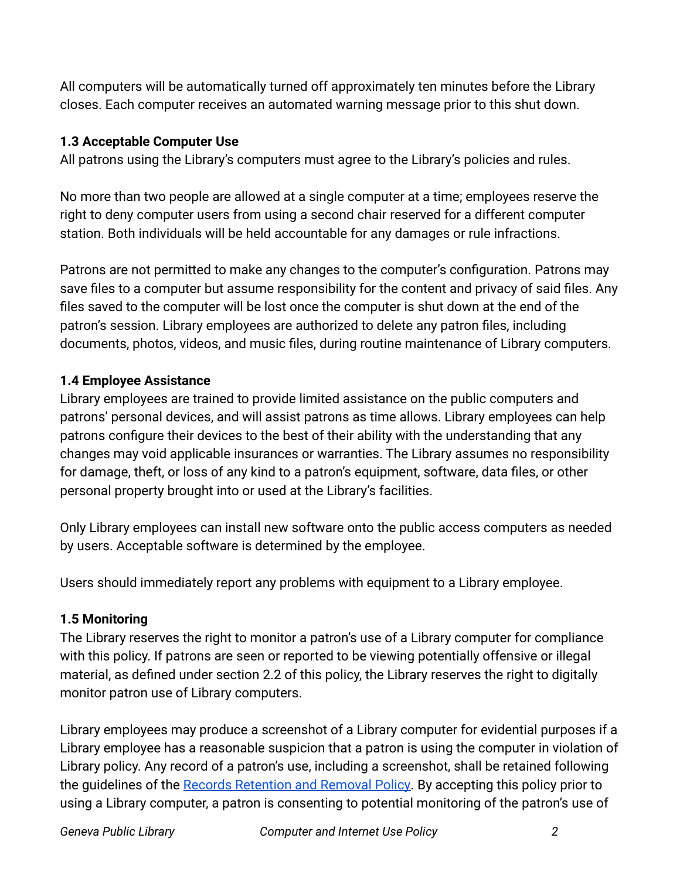All computers will be automatically turned off approximately ten minutes before the Library closes. Each computer receives an automated warning message prior to this shut down.

### 1.3 Acceptable Computer Use

All patrons using the Library's computers must agree to the Library's policies and rules.

No more than two people are allowed at a single computer at a time; employees reserve the right to deny computer users from using a second chair reserved for a different computer station. Both individuals will be held accountable for any damages or rule infractions.

Patrons are not permitted to make any changes to the computer's configuration. Patrons may save files to a computer but assume responsibility for the content and privacy of said files. Any files saved to the computer will be lost once the computer is shut down at the end of the patron's session. Library employees are authorized to delete any patron files, including documents, photos, videos, and music files, during routine maintenance of Library computers.

### 1.4 Employee Assistance

Library employees are trained to provide limited assistance on the public computers and patrons' personal devices, and will assist patrons as time allows. Library employees can help patrons configure their devices to the best of their ability with the understanding that any changes may void applicable insurances or warranties. The Library assumes no responsibility for damage, theft, or loss of any kind to a patron's equipment, software, data files, or other personal property brought into or used at the Library's facilities.

Only Library employees can install new software onto the public access computers as needed by users. Acceptable software is determined by the employee.

Users should immediately report any problems with equipment to a Library employee.

### 1.5 Monitoring

The Library reserves the right to monitor a patron's use of a Library computer for compliance with this policy. If patrons are seen or reported to be viewing potentially offensive or illegal material, as defined under section 2.2 of this policy, the Library reserves the right to digitally monitor patron use of Library computers.

Library employees may produce a screenshot of a Library computer for evidential purposes if a Library employee has a reasonable suspicion that a patron is using the computer in violation of Library policy. Any record of a patron's use, including a screenshot, shall be retained following the guidelines of the Records Retention and Removal Policy. By accepting this policy prior to using a Library computer, a patron is consenting to potential monitoring of the patron's use of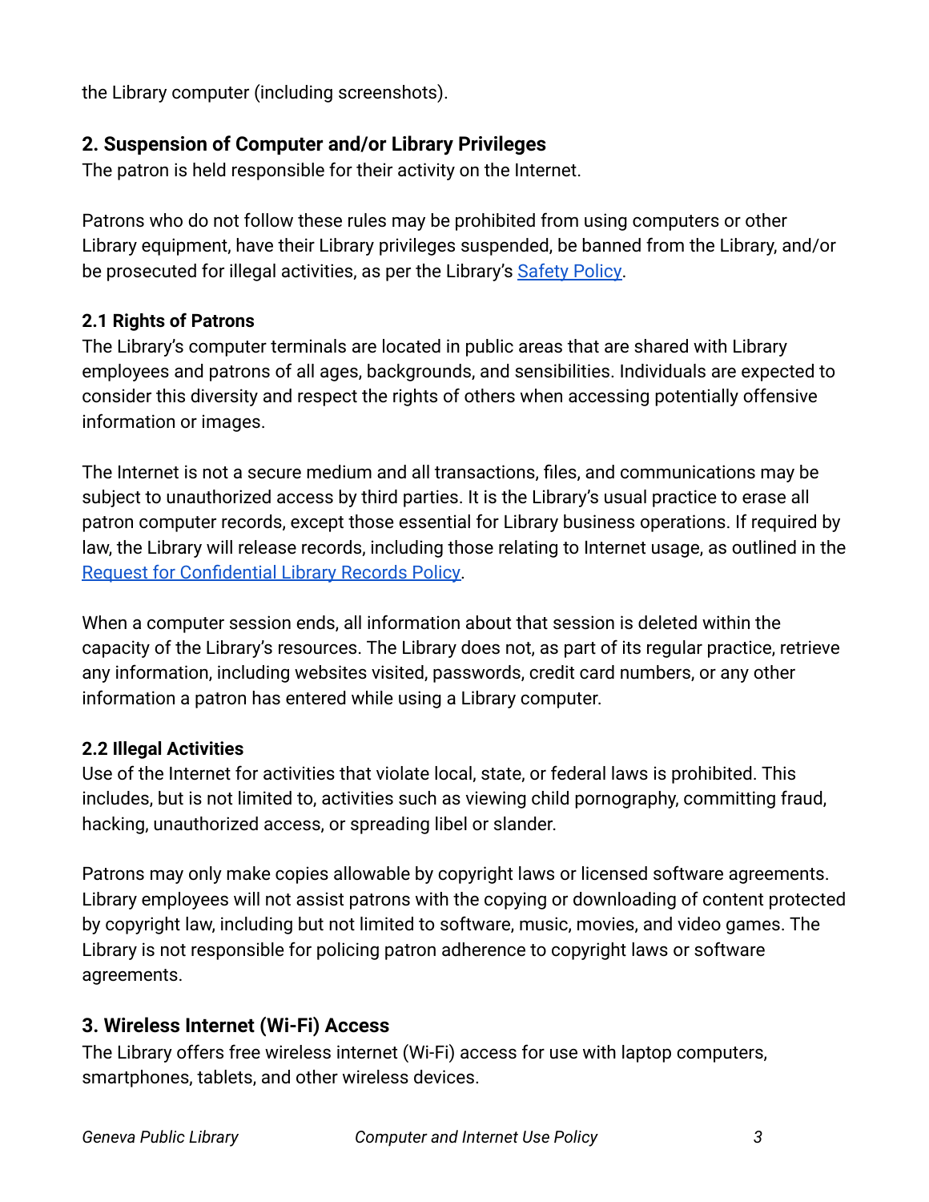the Library computer (including screenshots).

## 2. Suspension of Computer and/or Library Privileges

The patron is held responsible for their activity on the Internet.

Patrons who do not follow these rules may be prohibited from using computers or other Library equipment, have their Library privileges suspended, be banned from the Library, and/or be prosecuted for illegal activities, as per the Library's Safety Policy.

### 2.1 Rights of Patrons

The Library's computer terminals are located in public areas that are shared with Library employees and patrons of all ages, backgrounds, and sensibilities. Individuals are expected to consider this diversity and respect the rights of others when accessing potentially offensive information or images.

The Internet is not a secure medium and all transactions, files, and communications may be subject to unauthorized access by third parties. It is the Library's usual practice to erase all patron computer records, except those essential for Library business operations. If required by law, the Library will release records, including those relating to Internet usage, as outlined in the Request for Confidential Library Records Policy.

When a computer session ends, all information about that session is deleted within the capacity of the Library's resources. The Library does not, as part of its regular practice, retrieve any information, including websites visited, passwords, credit card numbers, or any other information a patron has entered while using a Library computer.

### 2.2 Illegal Activities

Use of the Internet for activities that violate local, state, or federal laws is prohibited. This includes, but is not limited to, activities such as viewing child pornography, committing fraud, hacking, unauthorized access, or spreading libel or slander.

Patrons may only make copies allowable by copyright laws or licensed software agreements. Library employees will not assist patrons with the copying or downloading of content protected by copyright law, including but not limited to software, music, movies, and video games. The Library is not responsible for policing patron adherence to copyright laws or software agreements.

## 3. Wireless Internet (Wi-Fi) Access

The Library offers free wireless internet (Wi-Fi) access for use with laptop computers, smartphones, tablets, and other wireless devices.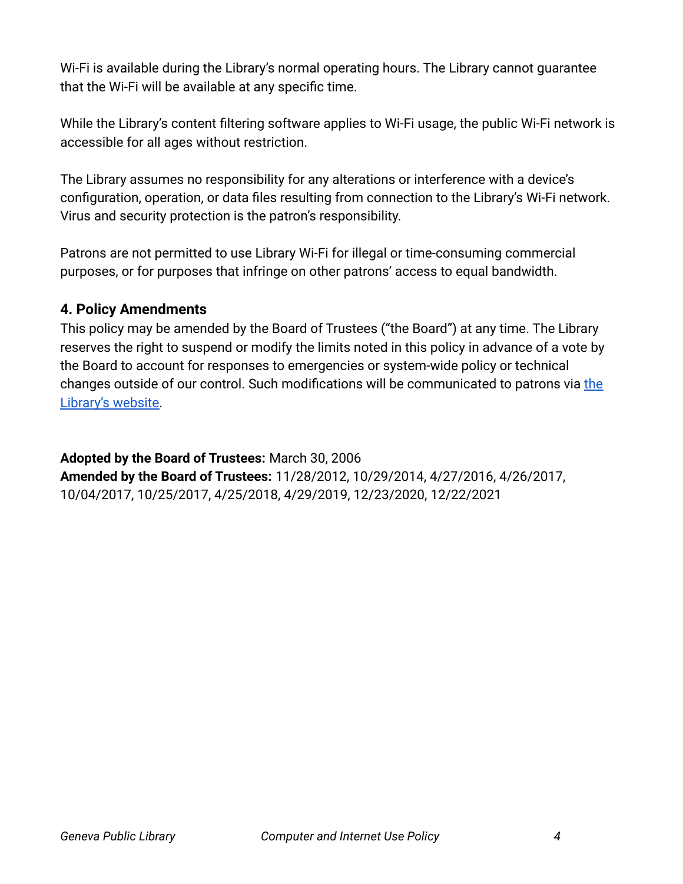Wi-Fi is available during the Library's normal operating hours. The Library cannot guarantee that the Wi-Fi will be available at any specific time.

While the Library's content filtering software applies to Wi-Fi usage, the public Wi-Fi network is accessible for all ages without restriction.

The Library assumes no responsibility for any alterations or interference with a device's configuration, operation, or data files resulting from connection to the Library's Wi-Fi network. Virus and security protection is the patron's responsibility.

Patrons are not permitted to use Library Wi-Fi for illegal or time-consuming commercial purposes, or for purposes that infringe on other patrons' access to equal bandwidth.

### 4. Policy Amendments

This policy may be amended by the Board of Trustees ("the Board") at any time. The Library reserves the right to suspend or modify the limits noted in this policy in advance of a vote by the Board to account for responses to emergencies or system-wide policy or technical changes outside of our control. Such modifications will be communicated to patrons via the Library's website.

**Adopted by the Board of Trustees:** March 30, 2006
**Amended by the Board of Trustees:** 11/28/2012, 10/29/2014, 4/27/2016, 4/26/2017, 10/04/2017, 10/25/2017, 4/25/2018, 4/29/2019, 12/23/2020, 12/22/2021